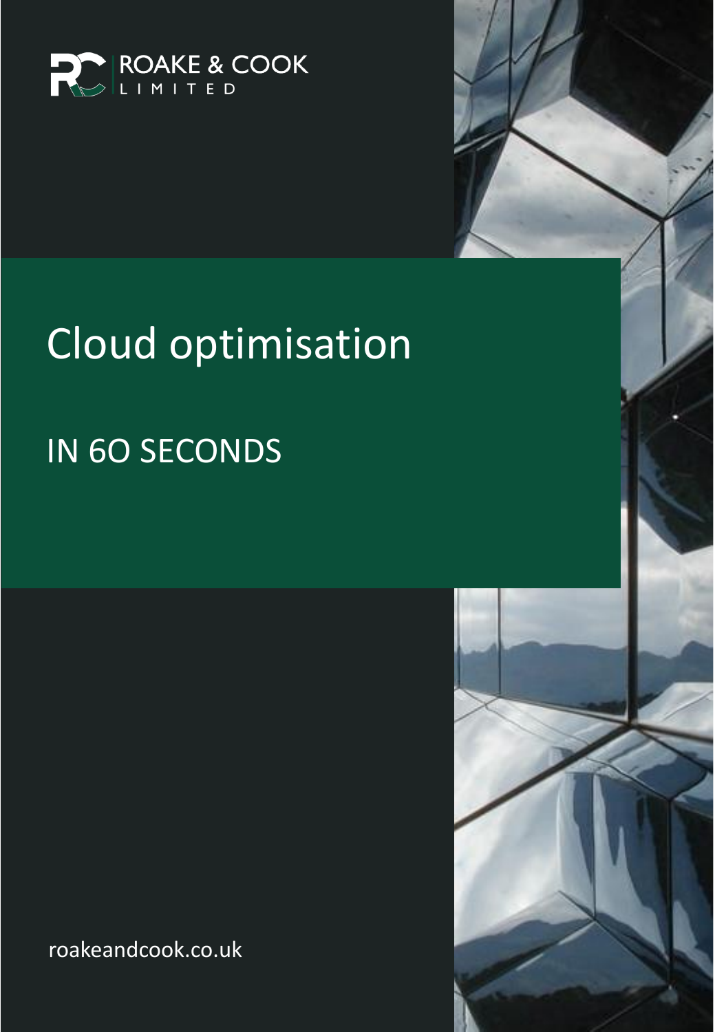ROAKE & COOK LIMITED

# Cloud optimisation

## IN 6O SECONDS

roakeandcook.co.uk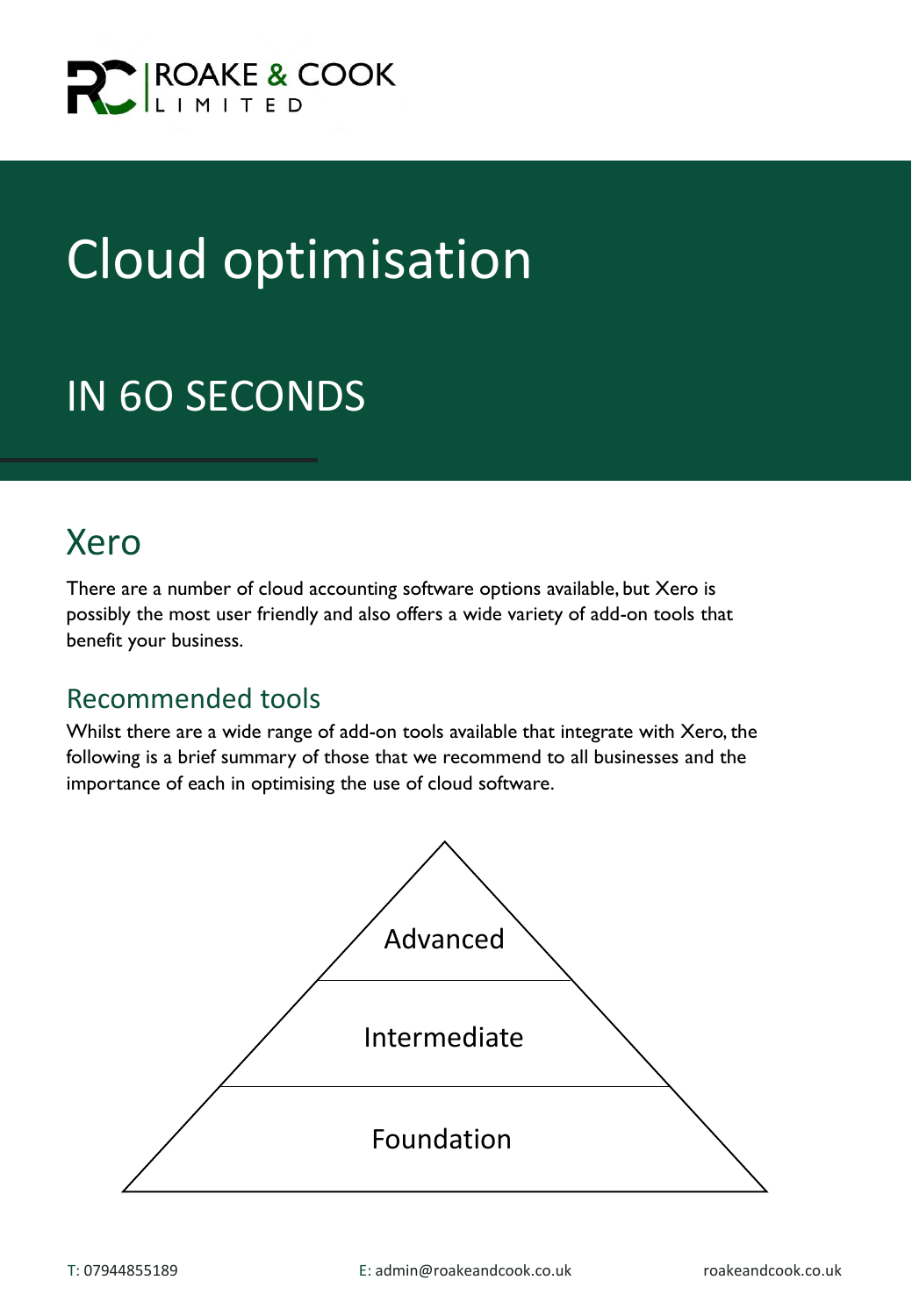ROAKE & COOK LIMITED

# Cloud optimisation

## IN 60 SECONDS

## Xero

There are a number of cloud accounting software options available, but Xero is possibly the most user friendly and also offers a wide variety of add-on tools that benefit your business.

### Recommended tools

Whilst there are a wide range of add-on tools available that integrate with Xero, the following is a brief summary of those that we recommend to all businesses and the importance of each in optimising the use of cloud software.

Advanced

Intermediate

Foundation

T: 07944855189 E: admin@roakeandcook.co.uk roakeandcook.co.uk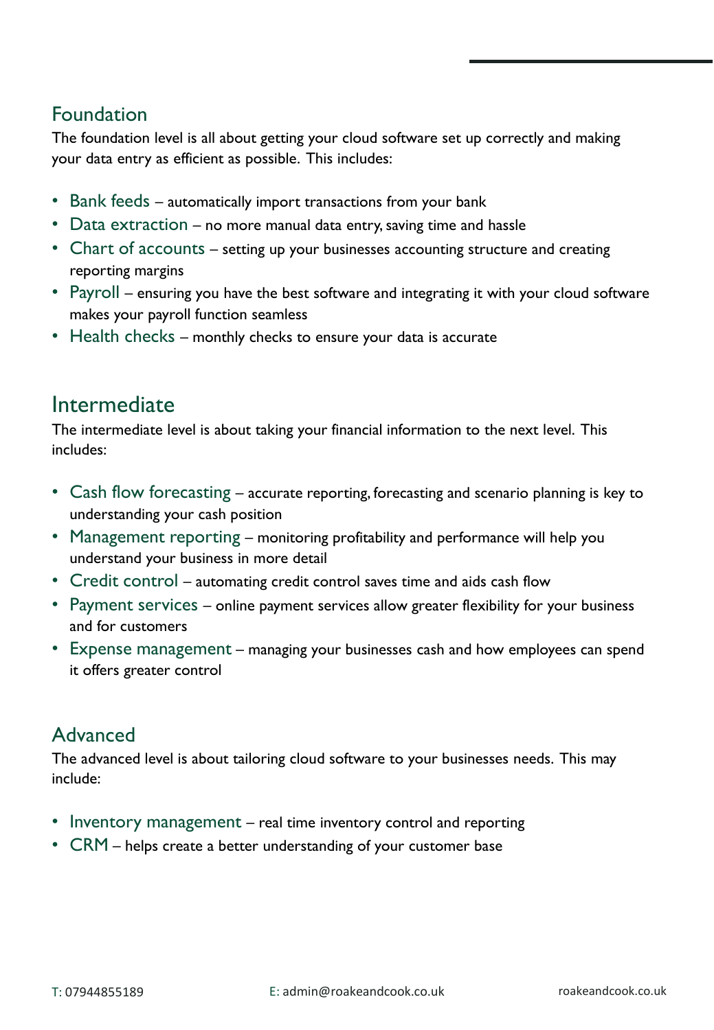## Foundation

The foundation level is all about getting your cloud software set up correctly and making your data entry as efficient as possible. This includes:

- Bank feeds – automatically import transactions from your bank
- Data extraction – no more manual data entry, saving time and hassle
- Chart of accounts – setting up your businesses accounting structure and creating reporting margins
- Payroll – ensuring you have the best software and integrating it with your cloud software makes your payroll function seamless
- Health checks – monthly checks to ensure your data is accurate

## Intermediate

The intermediate level is about taking your financial information to the next level. This includes:

- Cash flow forecasting – accurate reporting, forecasting and scenario planning is key to understanding your cash position
- Management reporting – monitoring profitability and performance will help you understand your business in more detail
- Credit control – automating credit control saves time and aids cash flow
- Payment services – online payment services allow greater flexibility for your business and for customers
- Expense management – managing your businesses cash and how employees can spend it offers greater control

## Advanced

The advanced level is about tailoring cloud software to your businesses needs. This may include:

- Inventory management – real time inventory control and reporting
- CRM – helps create a better understanding of your customer base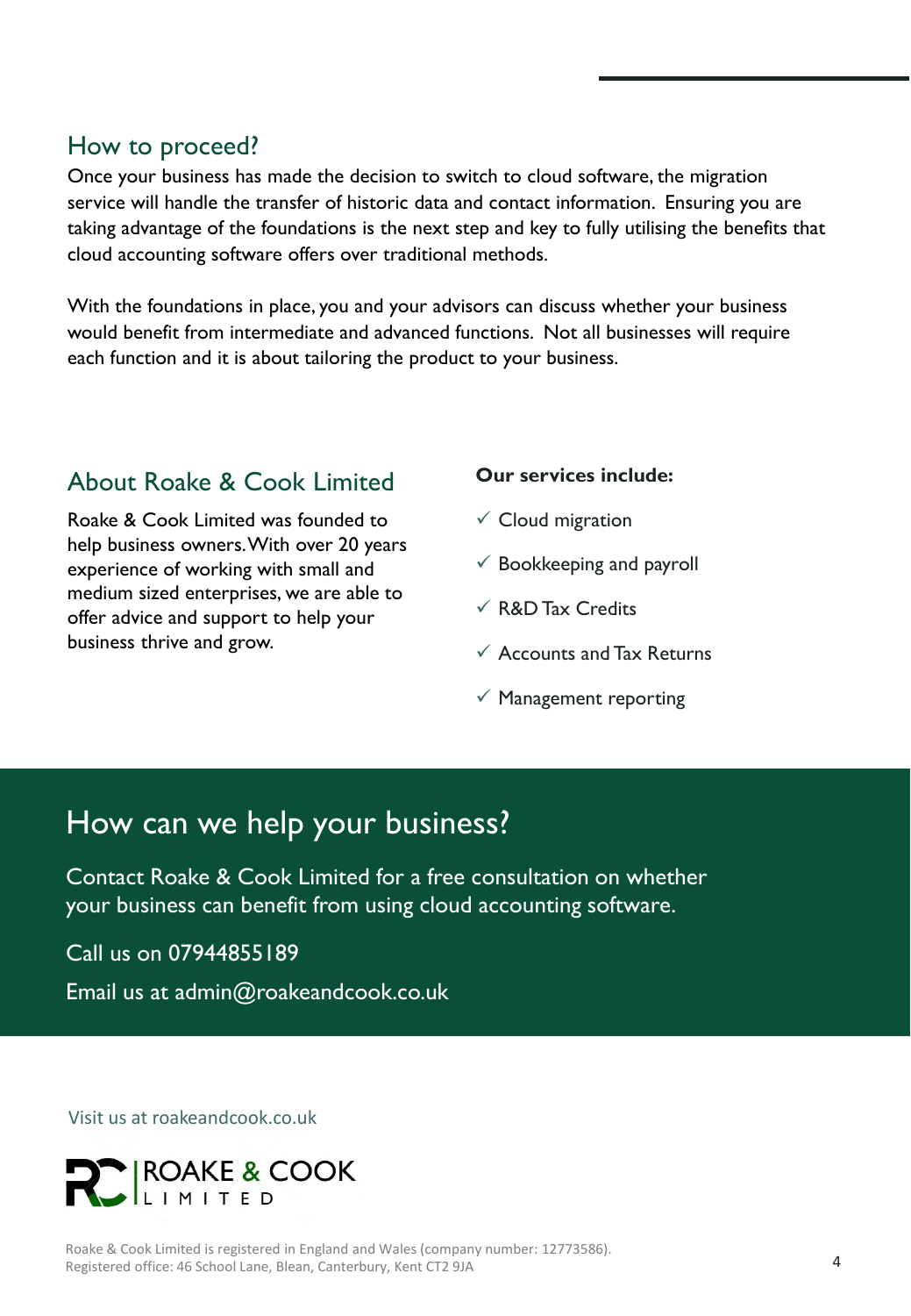## How to proceed?

Once your business has made the decision to switch to cloud software, the migration service will handle the transfer of historic data and contact information. Ensuring you are taking advantage of the foundations is the next step and key to fully utilising the benefits that cloud accounting software offers over traditional methods.

With the foundations in place, you and your advisors can discuss whether your business would benefit from intermediate and advanced functions. Not all businesses will require each function and it is about tailoring the product to your business.

## About Roake & Cook Limited

Roake & Cook Limited was founded to help business owners. With over 20 years experience of working with small and medium sized enterprises, we are able to offer advice and support to help your business thrive and grow.

**Our services include:**

- ✓ Cloud migration
- ✓ Bookkeeping and payroll
- ✓ R&D Tax Credits
- ✓ Accounts and Tax Returns
- ✓ Management reporting

## How can we help your business?

Contact Roake & Cook Limited for a free consultation on whether your business can benefit from using cloud accounting software.

Call us on 07944855189

Email us at admin@roakeandcook.co.uk

Visit us at roakeandcook.co.uk

ROAKE & COOK LIMITED

Roake & Cook Limited is registered in England and Wales (company number: 12773586).
Registered office: 46 School Lane, Blean, Canterbury, Kent CT2 9JA